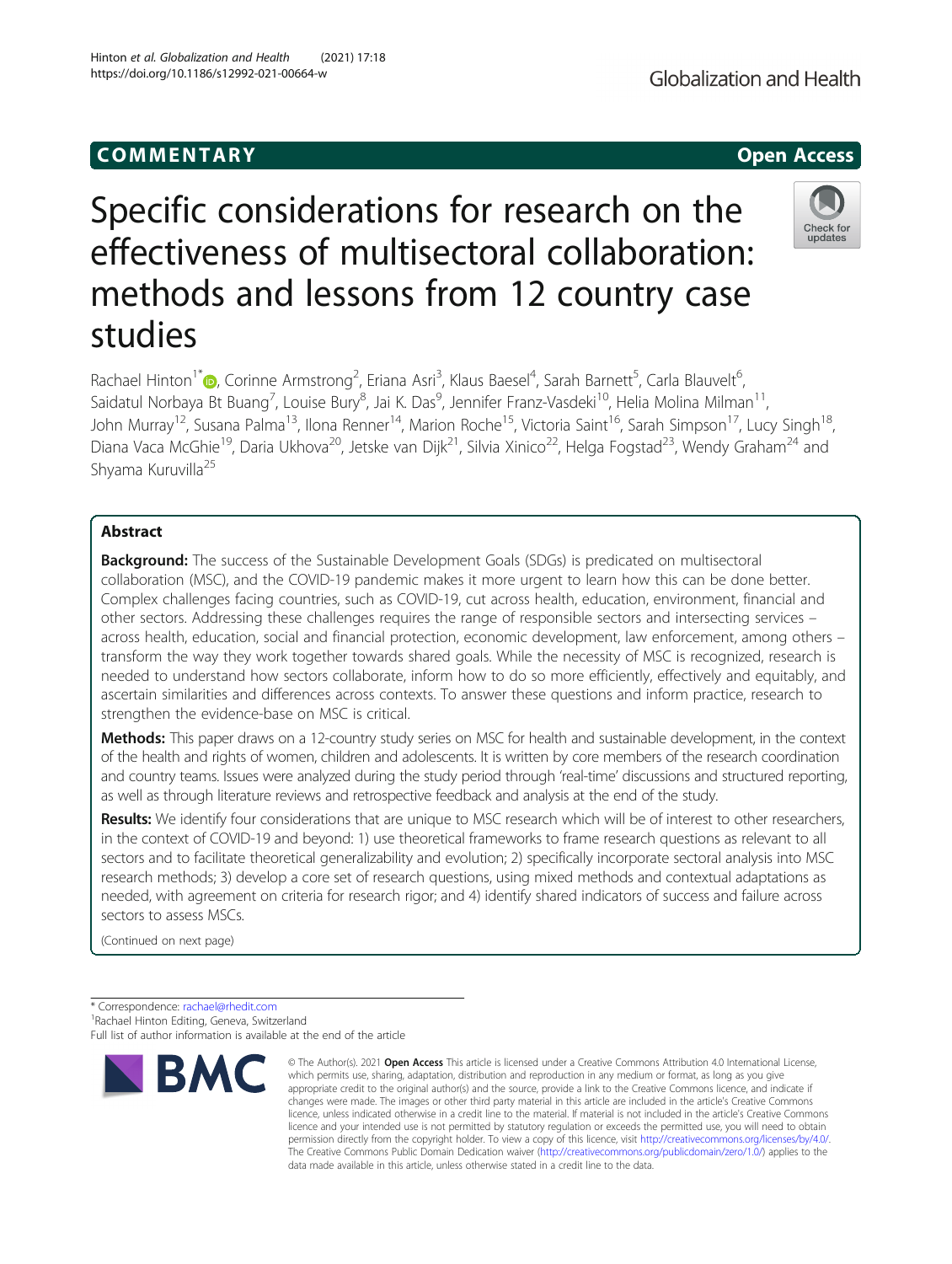COMMENTARY

Open Access

# Specific considerations for research on the effectiveness of multisectoral collaboration: methods and lessons from 12 country case studies

Rachael Hinton[1*], Corinne Armstrong[2], Eriana Asri[3], Klaus Baesel[4], Sarah Barnett[5], Carla Blauvelt[6], Saidatul Norbaya Bt Buang[7], Louise Bury[8], Jai K. Das[9], Jennifer Franz-Vasdeki[10], Helia Molina Milman[11], John Murray[12], Susana Palma[13], Ilona Renner[14], Marion Roche[15], Victoria Saint[16], Sarah Simpson[17], Lucy Singh[18], Diana Vaca McGhie[19], Daria Ukhova[20], Jetske van Dijk[21], Silvia Xinico[22], Helga Fogstad[23], Wendy Graham[24] and Shyama Kuruvilla[25]

## Abstract

**Background:** The success of the Sustainable Development Goals (SDGs) is predicated on multisectoral collaboration (MSC), and the COVID-19 pandemic makes it more urgent to learn how this can be done better. Complex challenges facing countries, such as COVID-19, cut across health, education, environment, financial and other sectors. Addressing these challenges requires the range of responsible sectors and intersecting services – across health, education, social and financial protection, economic development, law enforcement, among others – transform the way they work together towards shared goals. While the necessity of MSC is recognized, research is needed to understand how sectors collaborate, inform how to do so more efficiently, effectively and equitably, and ascertain similarities and differences across contexts. To answer these questions and inform practice, research to strengthen the evidence-base on MSC is critical.

**Methods:** This paper draws on a 12-country study series on MSC for health and sustainable development, in the context of the health and rights of women, children and adolescents. It is written by core members of the research coordination and country teams. Issues were analyzed during the study period through 'real-time' discussions and structured reporting, as well as through literature reviews and retrospective feedback and analysis at the end of the study.

**Results:** We identify four considerations that are unique to MSC research which will be of interest to other researchers, in the context of COVID-19 and beyond: 1) use theoretical frameworks to frame research questions as relevant to all sectors and to facilitate theoretical generalizability and evolution; 2) specifically incorporate sectoral analysis into MSC research methods; 3) develop a core set of research questions, using mixed methods and contextual adaptations as needed, with agreement on criteria for research rigor; and 4) identify shared indicators of success and failure across sectors to assess MSCs.

(Continued on next page)

* Correspondence: rachael@rhedit.com
[1]Rachael Hinton Editing, Geneva, Switzerland
Full list of author information is available at the end of the article

© The Author(s). 2021 **Open Access** This article is licensed under a Creative Commons Attribution 4.0 International License, which permits use, sharing, adaptation, distribution and reproduction in any medium or format, as long as you give appropriate credit to the original author(s) and the source, provide a link to the Creative Commons licence, and indicate if changes were made. The images or other third party material in this article are included in the article's Creative Commons licence, unless indicated otherwise in a credit line to the material. If material is not included in the article's Creative Commons licence and your intended use is not permitted by statutory regulation or exceeds the permitted use, you will need to obtain permission directly from the copyright holder. To view a copy of this licence, visit http://creativecommons.org/licenses/by/4.0/. The Creative Commons Public Domain Dedication waiver (http://creativecommons.org/publicdomain/zero/1.0/) applies to the data made available in this article, unless otherwise stated in a credit line to the data.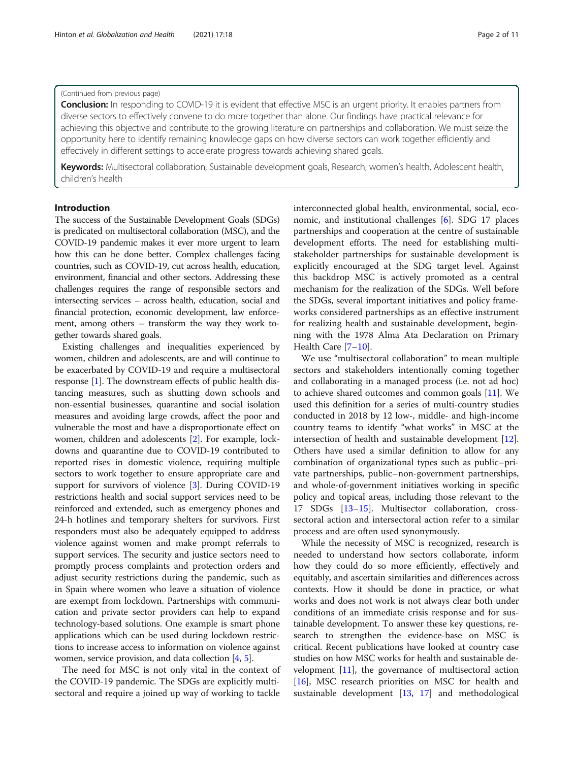(Continued from previous page)

**Conclusion:** In responding to COVID-19 it is evident that effective MSC is an urgent priority. It enables partners from diverse sectors to effectively convene to do more together than alone. Our findings have practical relevance for achieving this objective and contribute to the growing literature on partnerships and collaboration. We must seize the opportunity here to identify remaining knowledge gaps on how diverse sectors can work together efficiently and effectively in different settings to accelerate progress towards achieving shared goals.

**Keywords:** Multisectoral collaboration, Sustainable development goals, Research, women's health, Adolescent health, children's health

## Introduction

The success of the Sustainable Development Goals (SDGs) is predicated on multisectoral collaboration (MSC), and the COVID-19 pandemic makes it ever more urgent to learn how this can be done better. Complex challenges facing countries, such as COVID-19, cut across health, education, environment, financial and other sectors. Addressing these challenges requires the range of responsible sectors and intersecting services – across health, education, social and financial protection, economic development, law enforcement, among others – transform the way they work together towards shared goals.

Existing challenges and inequalities experienced by women, children and adolescents, are and will continue to be exacerbated by COVID-19 and require a multisectoral response [1]. The downstream effects of public health distancing measures, such as shutting down schools and non-essential businesses, quarantine and social isolation measures and avoiding large crowds, affect the poor and vulnerable the most and have a disproportionate effect on women, children and adolescents [2]. For example, lockdowns and quarantine due to COVID-19 contributed to reported rises in domestic violence, requiring multiple sectors to work together to ensure appropriate care and support for survivors of violence [3]. During COVID-19 restrictions health and social support services need to be reinforced and extended, such as emergency phones and 24-h hotlines and temporary shelters for survivors. First responders must also be adequately equipped to address violence against women and make prompt referrals to support services. The security and justice sectors need to promptly process complaints and protection orders and adjust security restrictions during the pandemic, such as in Spain where women who leave a situation of violence are exempt from lockdown. Partnerships with communication and private sector providers can help to expand technology-based solutions. One example is smart phone applications which can be used during lockdown restrictions to increase access to information on violence against women, service provision, and data collection [4, 5].

The need for MSC is not only vital in the context of the COVID-19 pandemic. The SDGs are explicitly multisectoral and require a joined up way of working to tackle interconnected global health, environmental, social, economic, and institutional challenges [6]. SDG 17 places partnerships and cooperation at the centre of sustainable development efforts. The need for establishing multi-stakeholder partnerships for sustainable development is explicitly encouraged at the SDG target level. Against this backdrop MSC is actively promoted as a central mechanism for the realization of the SDGs. Well before the SDGs, several important initiatives and policy frameworks considered partnerships as an effective instrument for realizing health and sustainable development, beginning with the 1978 Alma Ata Declaration on Primary Health Care [7–10].

We use "multisectoral collaboration" to mean multiple sectors and stakeholders intentionally coming together and collaborating in a managed process (i.e. not ad hoc) to achieve shared outcomes and common goals [11]. We used this definition for a series of multi-country studies conducted in 2018 by 12 low-, middle- and high-income country teams to identify "what works" in MSC at the intersection of health and sustainable development [12]. Others have used a similar definition to allow for any combination of organizational types such as public–private partnerships, public–non-government partnerships, and whole-of-government initiatives working in specific policy and topical areas, including those relevant to the 17 SDGs [13–15]. Multisector collaboration, cross-sectoral action and intersectoral action refer to a similar process and are often used synonymously.

While the necessity of MSC is recognized, research is needed to understand how sectors collaborate, inform how they could do so more efficiently, effectively and equitably, and ascertain similarities and differences across contexts. How it should be done in practice, or what works and does not work is not always clear both under conditions of an immediate crisis response and for sustainable development. To answer these key questions, research to strengthen the evidence-base on MSC is critical. Recent publications have looked at country case studies on how MSC works for health and sustainable development [11], the governance of multisectoral action [16], MSC research priorities on MSC for health and sustainable development [13, 17] and methodological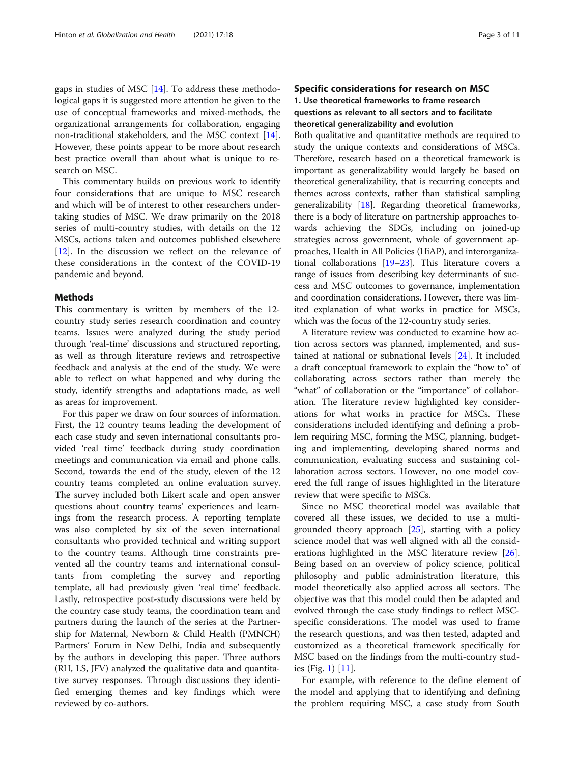gaps in studies of MSC [14]. To address these methodological gaps it is suggested more attention be given to the use of conceptual frameworks and mixed-methods, the organizational arrangements for collaboration, engaging non-traditional stakeholders, and the MSC context [14]. However, these points appear to be more about research best practice overall than about what is unique to research on MSC.

This commentary builds on previous work to identify four considerations that are unique to MSC research and which will be of interest to other researchers undertaking studies of MSC. We draw primarily on the 2018 series of multi-country studies, with details on the 12 MSCs, actions taken and outcomes published elsewhere [12]. In the discussion we reflect on the relevance of these considerations in the context of the COVID-19 pandemic and beyond.

## Methods

This commentary is written by members of the 12-country study series research coordination and country teams. Issues were analyzed during the study period through 'real-time' discussions and structured reporting, as well as through literature reviews and retrospective feedback and analysis at the end of the study. We were able to reflect on what happened and why during the study, identify strengths and adaptations made, as well as areas for improvement.

For this paper we draw on four sources of information. First, the 12 country teams leading the development of each case study and seven international consultants provided 'real time' feedback during study coordination meetings and communication via email and phone calls. Second, towards the end of the study, eleven of the 12 country teams completed an online evaluation survey. The survey included both Likert scale and open answer questions about country teams' experiences and learnings from the research process. A reporting template was also completed by six of the seven international consultants who provided technical and writing support to the country teams. Although time constraints prevented all the country teams and international consultants from completing the survey and reporting template, all had previously given 'real time' feedback. Lastly, retrospective post-study discussions were held by the country case study teams, the coordination team and partners during the launch of the series at the Partnership for Maternal, Newborn & Child Health (PMNCH) Partners' Forum in New Delhi, India and subsequently by the authors in developing this paper. Three authors (RH, LS, JFV) analyzed the qualitative data and quantitative survey responses. Through discussions they identified emerging themes and key findings which were reviewed by co-authors.

## Specific considerations for research on MSC

### 1. Use theoretical frameworks to frame research questions as relevant to all sectors and to facilitate theoretical generalizability and evolution

Both qualitative and quantitative methods are required to study the unique contexts and considerations of MSCs. Therefore, research based on a theoretical framework is important as generalizability would largely be based on theoretical generalizability, that is recurring concepts and themes across contexts, rather than statistical sampling generalizability [18]. Regarding theoretical frameworks, there is a body of literature on partnership approaches towards achieving the SDGs, including on joined-up strategies across government, whole of government approaches, Health in All Policies (HiAP), and interorganizational collaborations [19–23]. This literature covers a range of issues from describing key determinants of success and MSC outcomes to governance, implementation and coordination considerations. However, there was limited explanation of what works in practice for MSCs, which was the focus of the 12-country study series.

A literature review was conducted to examine how action across sectors was planned, implemented, and sustained at national or subnational levels [24]. It included a draft conceptual framework to explain the "how to" of collaborating across sectors rather than merely the "what" of collaboration or the "importance" of collaboration. The literature review highlighted key considerations for what works in practice for MSCs. These considerations included identifying and defining a problem requiring MSC, forming the MSC, planning, budgeting and implementing, developing shared norms and communication, evaluating success and sustaining collaboration across sectors. However, no one model covered the full range of issues highlighted in the literature review that were specific to MSCs.

Since no MSC theoretical model was available that covered all these issues, we decided to use a multi-grounded theory approach [25], starting with a policy science model that was well aligned with all the considerations highlighted in the MSC literature review [26]. Being based on an overview of policy science, political philosophy and public administration literature, this model theoretically also applied across all sectors. The objective was that this model could then be adapted and evolved through the case study findings to reflect MSC-specific considerations. The model was used to frame the research questions, and was then tested, adapted and customized as a theoretical framework specifically for MSC based on the findings from the multi-country studies (Fig. 1) [11].

For example, with reference to the define element of the model and applying that to identifying and defining the problem requiring MSC, a case study from South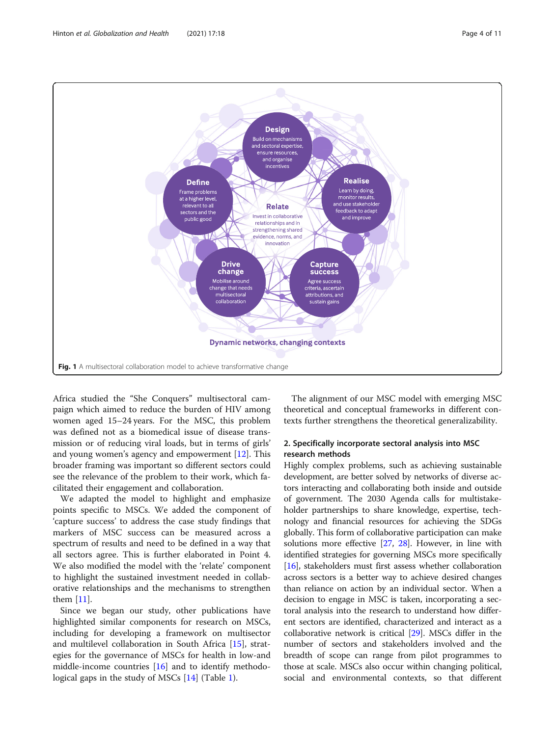Design

Build on mechanisms and sectoral expertise, ensure resources, and organise incentives

Define

Frame problems at a higher level, relevant to all sectors and the public good

Realise

Learn by doing, monitor results, and use stakeholder feedback to adapt and improve

Relate

Invest in collaborative relationships and in strengthening shared evidence, norms, and innovation

Drive change

Mobilise around change that needs multisectoral collaboration

Capture success

Agree success criteria, ascertain attributions, and sustain gains

Dynamic networks, changing contexts

**Fig. 1** A multisectoral collaboration model to achieve transformative change

Africa studied the "She Conquers" multisectoral campaign which aimed to reduce the burden of HIV among women aged 15–24 years. For the MSC, this problem was defined not as a biomedical issue of disease transmission or of reducing viral loads, but in terms of girls' and young women's agency and empowerment [12]. This broader framing was important so different sectors could see the relevance of the problem to their work, which facilitated their engagement and collaboration.

We adapted the model to highlight and emphasize points specific to MSCs. We added the component of 'capture success' to address the case study findings that markers of MSC success can be measured across a spectrum of results and need to be defined in a way that all sectors agree. This is further elaborated in Point 4. We also modified the model with the 'relate' component to highlight the sustained investment needed in collaborative relationships and the mechanisms to strengthen them [11].

Since we began our study, other publications have highlighted similar components for research on MSCs, including for developing a framework on multisector and multilevel collaboration in South Africa [15], strategies for the governance of MSCs for health in low-and middle-income countries [16] and to identify methodological gaps in the study of MSCs [14] (Table 1).

The alignment of our MSC model with emerging MSC theoretical and conceptual frameworks in different contexts further strengthens the theoretical generalizability.

### 2. Specifically incorporate sectoral analysis into MSC research methods

Highly complex problems, such as achieving sustainable development, are better solved by networks of diverse actors interacting and collaborating both inside and outside of government. The 2030 Agenda calls for multistakeholder partnerships to share knowledge, expertise, technology and financial resources for achieving the SDGs globally. This form of collaborative participation can make solutions more effective [27, 28]. However, in line with identified strategies for governing MSCs more specifically [16], stakeholders must first assess whether collaboration across sectors is a better way to achieve desired changes than reliance on action by an individual sector. When a decision to engage in MSC is taken, incorporating a sectoral analysis into the research to understand how different sectors are identified, characterized and interact as a collaborative network is critical [29]. MSCs differ in the number of sectors and stakeholders involved and the breadth of scope can range from pilot programmes to those at scale. MSCs also occur within changing political, social and environmental contexts, so that different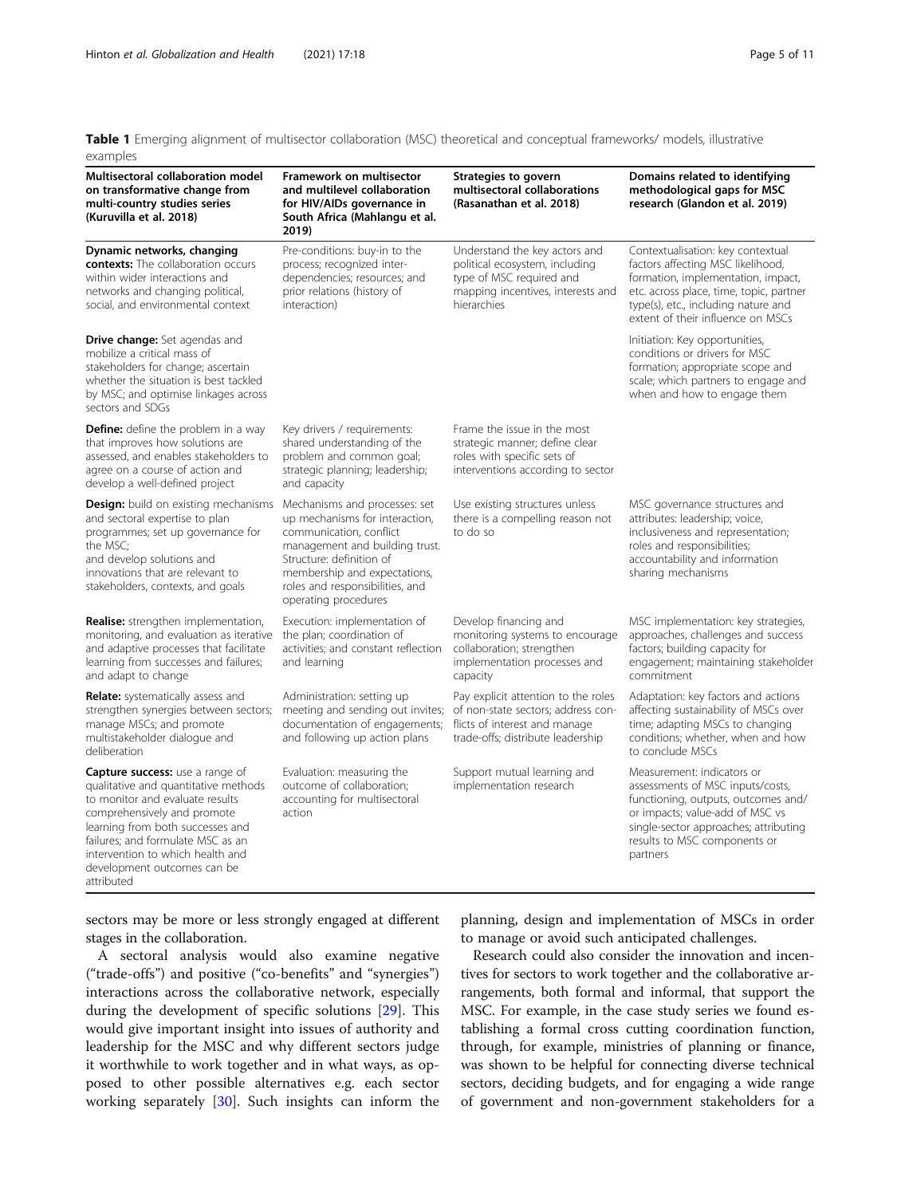**Table 1** Emerging alignment of multisector collaboration (MSC) theoretical and conceptual frameworks/ models, illustrative examples

| Multisectoral collaboration model on transformative change from multi-country studies series (Kuruvilla et al. 2018) | Framework on multisector and multilevel collaboration for HIV/AIDs governance in South Africa (Mahlangu et al. 2019) | Strategies to govern multisectoral collaborations (Rasanathan et al. 2018) | Domains related to identifying methodological gaps for MSC research (Glandon et al. 2019) |
|---|---|---|---|
| **Dynamic networks, changing contexts:** The collaboration occurs within wider interactions and networks and changing political, social, and environmental context | Pre-conditions: buy-in to the process; recognized inter-dependencies; resources; and prior relations (history of interaction) | Understand the key actors and political ecosystem, including type of MSC required and mapping incentives, interests and hierarchies | Contextualisation: key contextual factors affecting MSC likelihood, formation, implementation, impact, etc. across place, time, topic, partner type(s), etc., including nature and extent of their influence on MSCs |
| **Drive change:** Set agendas and mobilize a critical mass of stakeholders for change; ascertain whether the situation is best tackled by MSC; and optimise linkages across sectors and SDGs | | | Initiation: Key opportunities, conditions or drivers for MSC formation; appropriate scope and scale; which partners to engage and when and how to engage them |
| **Define:** define the problem in a way that improves how solutions are assessed, and enables stakeholders to agree on a course of action and develop a well-defined project | Key drivers / requirements: shared understanding of the problem and common goal; strategic planning; leadership; and capacity | Frame the issue in the most strategic manner; define clear roles with specific sets of interventions according to sector | |
| **Design:** build on existing mechanisms and sectoral expertise to plan programmes; set up governance for the MSC; and develop solutions and innovations that are relevant to stakeholders, contexts, and goals | Mechanisms and processes: set up mechanisms for interaction, communication, conflict management and building trust. Structure: definition of membership and expectations, roles and responsibilities, and operating procedures | Use existing structures unless there is a compelling reason not to do so | MSC governance structures and attributes: leadership; voice, inclusiveness and representation; roles and responsibilities; accountability and information sharing mechanisms |
| **Realise:** strengthen implementation, monitoring, and evaluation as iterative and adaptive processes that facilitate learning from successes and failures; and adapt to change | Execution: implementation of the plan; coordination of activities; and constant reflection and learning | Develop financing and monitoring systems to encourage collaboration; strengthen implementation processes and capacity | MSC implementation: key strategies, approaches, challenges and success factors; building capacity for engagement; maintaining stakeholder commitment |
| **Relate:** systematically assess and strengthen synergies between sectors; manage MSCs; and promote multistakeholder dialogue and deliberation | Administration: setting up meeting and sending out invites; documentation of engagements; and following up action plans | Pay explicit attention to the roles of non-state sectors; address conflicts of interest and manage trade-offs; distribute leadership | Adaptation: key factors and actions affecting sustainability of MSCs over time; adapting MSCs to changing conditions; whether, when and how to conclude MSCs |
| **Capture success:** use a range of qualitative and quantitative methods to monitor and evaluate results comprehensively and promote learning from both successes and failures; and formulate MSC as an intervention to which health and development outcomes can be attributed | Evaluation: measuring the outcome of collaboration; accounting for multisectoral action | Support mutual learning and implementation research | Measurement: indicators or assessments of MSC inputs/costs, functioning, outputs, outcomes and/ or impacts; value-add of MSC vs single-sector approaches; attributing results to MSC components or partners |

sectors may be more or less strongly engaged at different stages in the collaboration.

A sectoral analysis would also examine negative ("trade-offs") and positive ("co-benefits" and "synergies") interactions across the collaborative network, especially during the development of specific solutions [29]. This would give important insight into issues of authority and leadership for the MSC and why different sectors judge it worthwhile to work together and in what ways, as opposed to other possible alternatives e.g. each sector working separately [30]. Such insights can inform the planning, design and implementation of MSCs in order to manage or avoid such anticipated challenges.

Research could also consider the innovation and incentives for sectors to work together and the collaborative arrangements, both formal and informal, that support the MSC. For example, in the case study series we found establishing a formal cross cutting coordination function, through, for example, ministries of planning or finance, was shown to be helpful for connecting diverse technical sectors, deciding budgets, and for engaging a wide range of government and non-government stakeholders for a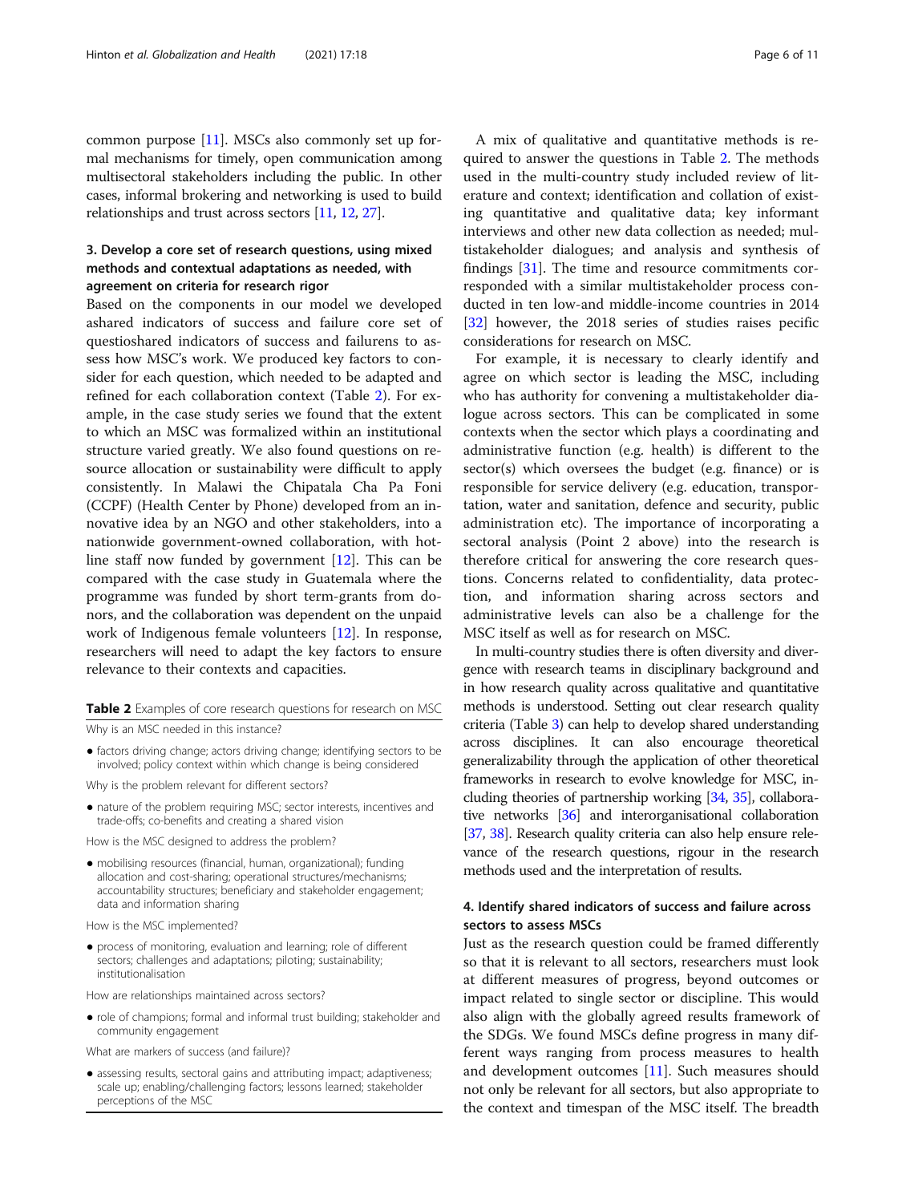common purpose [11]. MSCs also commonly set up formal mechanisms for timely, open communication among multisectoral stakeholders including the public. In other cases, informal brokering and networking is used to build relationships and trust across sectors [11, 12, 27].

### 3. Develop a core set of research questions, using mixed methods and contextual adaptations as needed, with agreement on criteria for research rigor

Based on the components in our model we developed ashared indicators of success and failure core set of questioshared indicators of success and failurens to assess how MSC's work. We produced key factors to consider for each question, which needed to be adapted and refined for each collaboration context (Table 2). For example, in the case study series we found that the extent to which an MSC was formalized within an institutional structure varied greatly. We also found questions on resource allocation or sustainability were difficult to apply consistently. In Malawi the Chipatala Cha Pa Foni (CCPF) (Health Center by Phone) developed from an innovative idea by an NGO and other stakeholders, into a nationwide government-owned collaboration, with hotline staff now funded by government [12]. This can be compared with the case study in Guatemala where the programme was funded by short term-grants from donors, and the collaboration was dependent on the unpaid work of Indigenous female volunteers [12]. In response, researchers will need to adapt the key factors to ensure relevance to their contexts and capacities.

**Table 2** Examples of core research questions for research on MSC

Why is an MSC needed in this instance?

- factors driving change; actors driving change; identifying sectors to be involved; policy context within which change is being considered

Why is the problem relevant for different sectors?

- nature of the problem requiring MSC; sector interests, incentives and trade-offs; co-benefits and creating a shared vision

How is the MSC designed to address the problem?

- mobilising resources (financial, human, organizational); funding allocation and cost-sharing; operational structures/mechanisms; accountability structures; beneficiary and stakeholder engagement; data and information sharing

How is the MSC implemented?

- process of monitoring, evaluation and learning; role of different sectors; challenges and adaptations; piloting; sustainability; institutionalisation

How are relationships maintained across sectors?

- role of champions; formal and informal trust building; stakeholder and community engagement

What are markers of success (and failure)?

- assessing results, sectoral gains and attributing impact; adaptiveness; scale up; enabling/challenging factors; lessons learned; stakeholder perceptions of the MSC

A mix of qualitative and quantitative methods is required to answer the questions in Table 2. The methods used in the multi-country study included review of literature and context; identification and collation of existing quantitative and qualitative data; key informant interviews and other new data collection as needed; multistakeholder dialogues; and analysis and synthesis of findings [31]. The time and resource commitments corresponded with a similar multistakeholder process conducted in ten low-and middle-income countries in 2014 [32] however, the 2018 series of studies raises pecific considerations for research on MSC.

For example, it is necessary to clearly identify and agree on which sector is leading the MSC, including who has authority for convening a multistakeholder dialogue across sectors. This can be complicated in some contexts when the sector which plays a coordinating and administrative function (e.g. health) is different to the sector(s) which oversees the budget (e.g. finance) or is responsible for service delivery (e.g. education, transportation, water and sanitation, defence and security, public administration etc). The importance of incorporating a sectoral analysis (Point 2 above) into the research is therefore critical for answering the core research questions. Concerns related to confidentiality, data protection, and information sharing across sectors and administrative levels can also be a challenge for the MSC itself as well as for research on MSC.

In multi-country studies there is often diversity and divergence with research teams in disciplinary background and in how research quality across qualitative and quantitative methods is understood. Setting out clear research quality criteria (Table 3) can help to develop shared understanding across disciplines. It can also encourage theoretical generalizability through the application of other theoretical frameworks in research to evolve knowledge for MSC, including theories of partnership working [34, 35], collaborative networks [36] and interorganisational collaboration [37, 38]. Research quality criteria can also help ensure relevance of the research questions, rigour in the research methods used and the interpretation of results.

### 4. Identify shared indicators of success and failure across sectors to assess MSCs

Just as the research question could be framed differently so that it is relevant to all sectors, researchers must look at different measures of progress, beyond outcomes or impact related to single sector or discipline. This would also align with the globally agreed results framework of the SDGs. We found MSCs define progress in many different ways ranging from process measures to health and development outcomes [11]. Such measures should not only be relevant for all sectors, but also appropriate to the context and timespan of the MSC itself. The breadth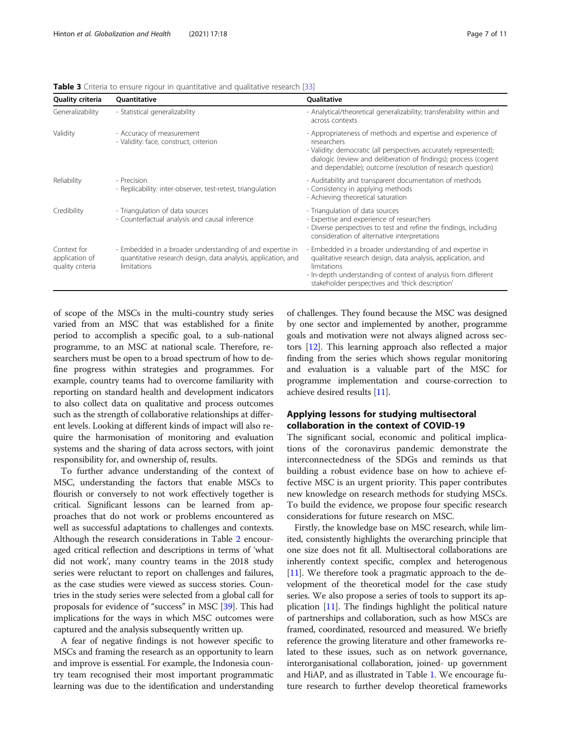**Table 3** Criteria to ensure rigour in quantitative and qualitative research [33]

| Quality criteria | Quantitative | Qualitative |
| --- | --- | --- |
| Generalizability | - Statistical generalizability | - Analytical/theoretical generalizability; transferability within and across contexts |
| Validity | - Accuracy of measurement<br>- Validity: face, construct, criterion | - Appropriateness of methods and expertise and experience of researchers<br>- Validity: democratic (all perspectives accurately represented); dialogic (review and deliberation of findings); process (cogent and dependable); outcome (resolution of research question) |
| Reliability | - Precision<br>- Replicability: inter-observer, test-retest, triangulation | - Auditability and transparent documentation of methods<br>- Consistency in applying methods<br>- Achieving theoretical saturation |
| Credibility | - Triangulation of data sources<br>- Counterfactual analysis and causal inference | - Triangulation of data sources<br>- Expertise and experience of researchers<br>- Diverse perspectives to test and refine the findings, including consideration of alternative interpretations |
| Context for application of quality criteria | - Embedded in a broader understanding of and expertise in quantitative research design, data analysis, application, and limitations | - Embedded in a broader understanding of and expertise in qualitative research design, data analysis, application, and limitations<br>- In-depth understanding of context of analysis from different stakeholder perspectives and 'thick description' |

of scope of the MSCs in the multi-country study series varied from an MSC that was established for a finite period to accomplish a specific goal, to a sub-national programme, to an MSC at national scale. Therefore, researchers must be open to a broad spectrum of how to define progress within strategies and programmes. For example, country teams had to overcome familiarity with reporting on standard health and development indicators to also collect data on qualitative and process outcomes such as the strength of collaborative relationships at different levels. Looking at different kinds of impact will also require the harmonisation of monitoring and evaluation systems and the sharing of data across sectors, with joint responsibility for, and ownership of, results.

To further advance understanding of the context of MSC, understanding the factors that enable MSCs to flourish or conversely to not work effectively together is critical. Significant lessons can be learned from approaches that do not work or problems encountered as well as successful adaptations to challenges and contexts. Although the research considerations in Table 2 encouraged critical reflection and descriptions in terms of 'what did not work', many country teams in the 2018 study series were reluctant to report on challenges and failures, as the case studies were viewed as success stories. Countries in the study series were selected from a global call for proposals for evidence of "success" in MSC [39]. This had implications for the ways in which MSC outcomes were captured and the analysis subsequently written up.

A fear of negative findings is not however specific to MSCs and framing the research as an opportunity to learn and improve is essential. For example, the Indonesia country team recognised their most important programmatic learning was due to the identification and understanding of challenges. They found because the MSC was designed by one sector and implemented by another, programme goals and motivation were not always aligned across sectors [12]. This learning approach also reflected a major finding from the series which shows regular monitoring and evaluation is a valuable part of the MSC for programme implementation and course-correction to achieve desired results [11].

## Applying lessons for studying multisectoral collaboration in the context of COVID-19

The significant social, economic and political implications of the coronavirus pandemic demonstrate the interconnectedness of the SDGs and reminds us that building a robust evidence base on how to achieve effective MSC is an urgent priority. This paper contributes new knowledge on research methods for studying MSCs. To build the evidence, we propose four specific research considerations for future research on MSC.

Firstly, the knowledge base on MSC research, while limited, consistently highlights the overarching principle that one size does not fit all. Multisectoral collaborations are inherently context specific, complex and heterogenous [11]. We therefore took a pragmatic approach to the development of the theoretical model for the case study series. We also propose a series of tools to support its application [11]. The findings highlight the political nature of partnerships and collaboration, such as how MSCs are framed, coordinated, resourced and measured. We briefly reference the growing literature and other frameworks related to these issues, such as on network governance, interorganisational collaboration, joined- up government and HiAP, and as illustrated in Table 1. We encourage future research to further develop theoretical frameworks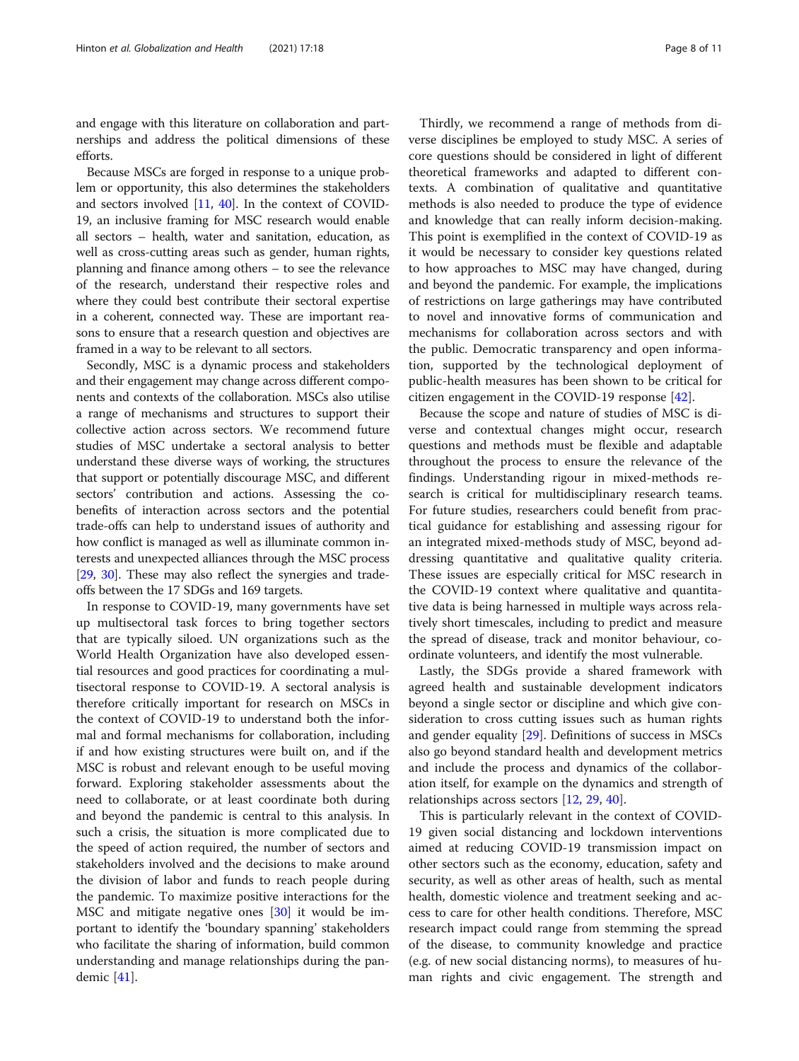and engage with this literature on collaboration and partnerships and address the political dimensions of these efforts.

Because MSCs are forged in response to a unique problem or opportunity, this also determines the stakeholders and sectors involved [11, 40]. In the context of COVID-19, an inclusive framing for MSC research would enable all sectors – health, water and sanitation, education, as well as cross-cutting areas such as gender, human rights, planning and finance among others – to see the relevance of the research, understand their respective roles and where they could best contribute their sectoral expertise in a coherent, connected way. These are important reasons to ensure that a research question and objectives are framed in a way to be relevant to all sectors.

Secondly, MSC is a dynamic process and stakeholders and their engagement may change across different components and contexts of the collaboration. MSCs also utilise a range of mechanisms and structures to support their collective action across sectors. We recommend future studies of MSC undertake a sectoral analysis to better understand these diverse ways of working, the structures that support or potentially discourage MSC, and different sectors' contribution and actions. Assessing the co-benefits of interaction across sectors and the potential trade-offs can help to understand issues of authority and how conflict is managed as well as illuminate common interests and unexpected alliances through the MSC process [29, 30]. These may also reflect the synergies and trade-offs between the 17 SDGs and 169 targets.

In response to COVID-19, many governments have set up multisectoral task forces to bring together sectors that are typically siloed. UN organizations such as the World Health Organization have also developed essential resources and good practices for coordinating a multisectoral response to COVID-19. A sectoral analysis is therefore critically important for research on MSCs in the context of COVID-19 to understand both the informal and formal mechanisms for collaboration, including if and how existing structures were built on, and if the MSC is robust and relevant enough to be useful moving forward. Exploring stakeholder assessments about the need to collaborate, or at least coordinate both during and beyond the pandemic is central to this analysis. In such a crisis, the situation is more complicated due to the speed of action required, the number of sectors and stakeholders involved and the decisions to make around the division of labor and funds to reach people during the pandemic. To maximize positive interactions for the MSC and mitigate negative ones [30] it would be important to identify the 'boundary spanning' stakeholders who facilitate the sharing of information, build common understanding and manage relationships during the pandemic [41].

Thirdly, we recommend a range of methods from diverse disciplines be employed to study MSC. A series of core questions should be considered in light of different theoretical frameworks and adapted to different contexts. A combination of qualitative and quantitative methods is also needed to produce the type of evidence and knowledge that can really inform decision-making. This point is exemplified in the context of COVID-19 as it would be necessary to consider key questions related to how approaches to MSC may have changed, during and beyond the pandemic. For example, the implications of restrictions on large gatherings may have contributed to novel and innovative forms of communication and mechanisms for collaboration across sectors and with the public. Democratic transparency and open information, supported by the technological deployment of public-health measures has been shown to be critical for citizen engagement in the COVID-19 response [42].

Because the scope and nature of studies of MSC is diverse and contextual changes might occur, research questions and methods must be flexible and adaptable throughout the process to ensure the relevance of the findings. Understanding rigour in mixed-methods research is critical for multidisciplinary research teams. For future studies, researchers could benefit from practical guidance for establishing and assessing rigour for an integrated mixed-methods study of MSC, beyond addressing quantitative and qualitative quality criteria. These issues are especially critical for MSC research in the COVID-19 context where qualitative and quantitative data is being harnessed in multiple ways across relatively short timescales, including to predict and measure the spread of disease, track and monitor behaviour, coordinate volunteers, and identify the most vulnerable.

Lastly, the SDGs provide a shared framework with agreed health and sustainable development indicators beyond a single sector or discipline and which give consideration to cross cutting issues such as human rights and gender equality [29]. Definitions of success in MSCs also go beyond standard health and development metrics and include the process and dynamics of the collaboration itself, for example on the dynamics and strength of relationships across sectors [12, 29, 40].

This is particularly relevant in the context of COVID-19 given social distancing and lockdown interventions aimed at reducing COVID-19 transmission impact on other sectors such as the economy, education, safety and security, as well as other areas of health, such as mental health, domestic violence and treatment seeking and access to care for other health conditions. Therefore, MSC research impact could range from stemming the spread of the disease, to community knowledge and practice (e.g. of new social distancing norms), to measures of human rights and civic engagement. The strength and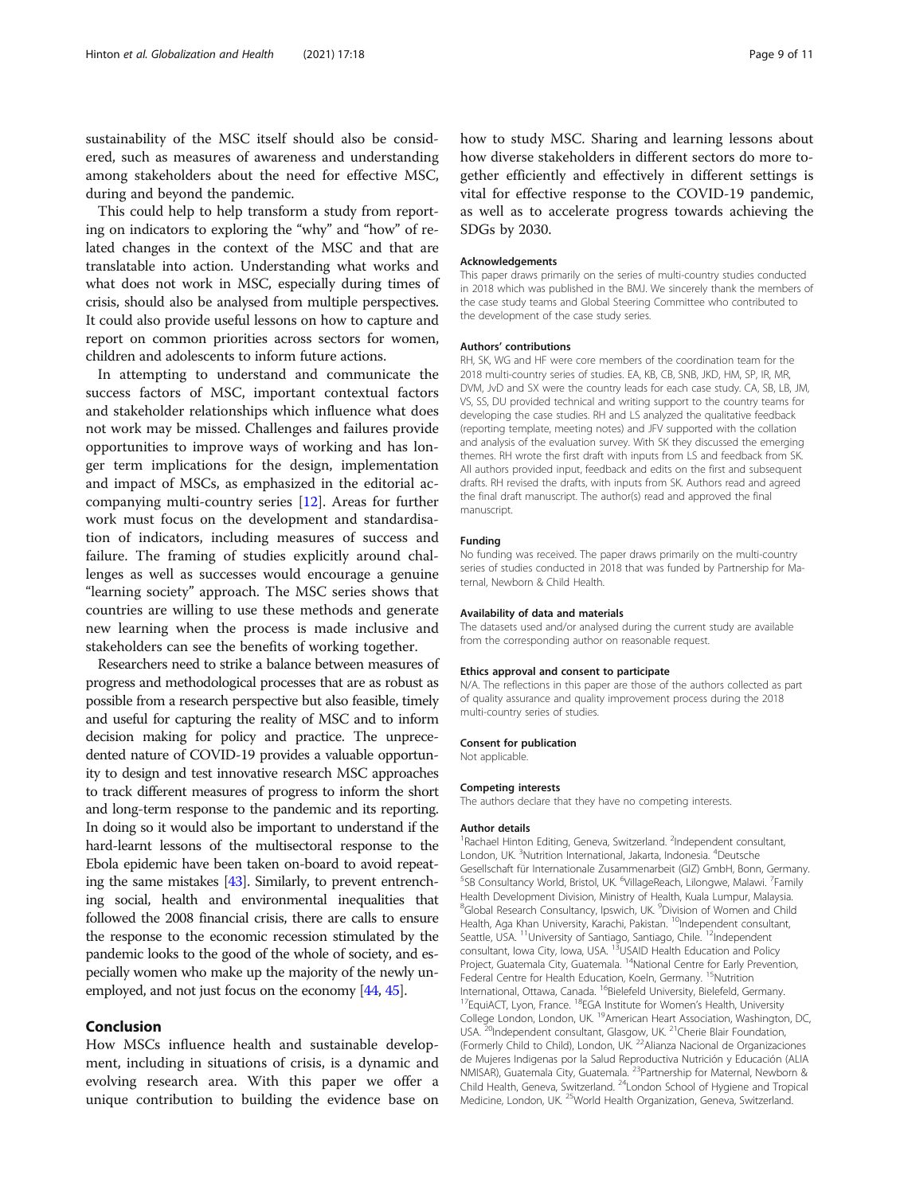sustainability of the MSC itself should also be considered, such as measures of awareness and understanding among stakeholders about the need for effective MSC, during and beyond the pandemic.

This could help to help transform a study from reporting on indicators to exploring the "why" and "how" of related changes in the context of the MSC and that are translatable into action. Understanding what works and what does not work in MSC, especially during times of crisis, should also be analysed from multiple perspectives. It could also provide useful lessons on how to capture and report on common priorities across sectors for women, children and adolescents to inform future actions.

In attempting to understand and communicate the success factors of MSC, important contextual factors and stakeholder relationships which influence what does not work may be missed. Challenges and failures provide opportunities to improve ways of working and has longer term implications for the design, implementation and impact of MSCs, as emphasized in the editorial accompanying multi-country series [12]. Areas for further work must focus on the development and standardisation of indicators, including measures of success and failure. The framing of studies explicitly around challenges as well as successes would encourage a genuine "learning society" approach. The MSC series shows that countries are willing to use these methods and generate new learning when the process is made inclusive and stakeholders can see the benefits of working together.

Researchers need to strike a balance between measures of progress and methodological processes that are as robust as possible from a research perspective but also feasible, timely and useful for capturing the reality of MSC and to inform decision making for policy and practice. The unprecedented nature of COVID-19 provides a valuable opportunity to design and test innovative research MSC approaches to track different measures of progress to inform the short and long-term response to the pandemic and its reporting. In doing so it would also be important to understand if the hard-learnt lessons of the multisectoral response to the Ebola epidemic have been taken on-board to avoid repeating the same mistakes [43]. Similarly, to prevent entrenching social, health and environmental inequalities that followed the 2008 financial crisis, there are calls to ensure the response to the economic recession stimulated by the pandemic looks to the good of the whole of society, and especially women who make up the majority of the newly unemployed, and not just focus on the economy [44, 45].

## Conclusion

How MSCs influence health and sustainable development, including in situations of crisis, is a dynamic and evolving research area. With this paper we offer a unique contribution to building the evidence base on how to study MSC. Sharing and learning lessons about how diverse stakeholders in different sectors do more together efficiently and effectively in different settings is vital for effective response to the COVID-19 pandemic, as well as to accelerate progress towards achieving the SDGs by 2030.

### Acknowledgements

This paper draws primarily on the series of multi-country studies conducted in 2018 which was published in the BMJ. We sincerely thank the members of the case study teams and Global Steering Committee who contributed to the development of the case study series.

### Authors' contributions

RH, SK, WG and HF were core members of the coordination team for the 2018 multi-country series of studies. EA, KB, CB, SNB, JKD, HM, SP, IR, MR, DVM, JvD and SX were the country leads for each case study. CA, SB, LB, JM, VS, SS, DU provided technical and writing support to the country teams for developing the case studies. RH and LS analyzed the qualitative feedback (reporting template, meeting notes) and JFV supported with the collation and analysis of the evaluation survey. With SK they discussed the emerging themes. RH wrote the first draft with inputs from LS and feedback from SK. All authors provided input, feedback and edits on the first and subsequent drafts. RH revised the drafts, with inputs from SK. Authors read and agreed the final draft manuscript. The author(s) read and approved the final manuscript.

### Funding

No funding was received. The paper draws primarily on the multi-country series of studies conducted in 2018 that was funded by Partnership for Maternal, Newborn & Child Health.

### Availability of data and materials

The datasets used and/or analysed during the current study are available from the corresponding author on reasonable request.

### Ethics approval and consent to participate

N/A. The reflections in this paper are those of the authors collected as part of quality assurance and quality improvement process during the 2018 multi-country series of studies.

### Consent for publication

Not applicable.

### Competing interests

The authors declare that they have no competing interests.

### Author details

[1]Rachael Hinton Editing, Geneva, Switzerland. [2]Independent consultant, London, UK. [3]Nutrition International, Jakarta, Indonesia. [4]Deutsche Gesellschaft für Internationale Zusammenarbeit (GIZ) GmbH, Bonn, Germany. [5]SB Consultancy World, Bristol, UK. [6]VillageReach, Lilongwe, Malawi. [7]Family Health Development Division, Ministry of Health, Kuala Lumpur, Malaysia. [8]Global Research Consultancy, Ipswich, UK. [9]Division of Women and Child Health, Aga Khan University, Karachi, Pakistan. [10]Independent consultant, Seattle, USA. [11]University of Santiago, Santiago, Chile. [12]Independent consultant, Iowa City, Iowa, USA. [13]USAID Health Education and Policy Project, Guatemala City, Guatemala. [14]National Centre for Early Prevention, Federal Centre for Health Education, Koeln, Germany. [15]Nutrition International, Ottawa, Canada. [16]Bielefeld University, Bielefeld, Germany. [17]EquiACT, Lyon, France. [18]EGA Institute for Women's Health, University College London, London, UK. [19]American Heart Association, Washington, DC, USA. [20]Independent consultant, Glasgow, UK. [21]Cherie Blair Foundation, (Formerly Child to Child), London, UK. [22]Alianza Nacional de Organizaciones de Mujeres Indigenas por la Salud Reproductiva Nutrición y Educación (ALIA NMISAR), Guatemala City, Guatemala. [23]Partnership for Maternal, Newborn & Child Health, Geneva, Switzerland. [24]London School of Hygiene and Tropical Medicine, London, UK. [25]World Health Organization, Geneva, Switzerland.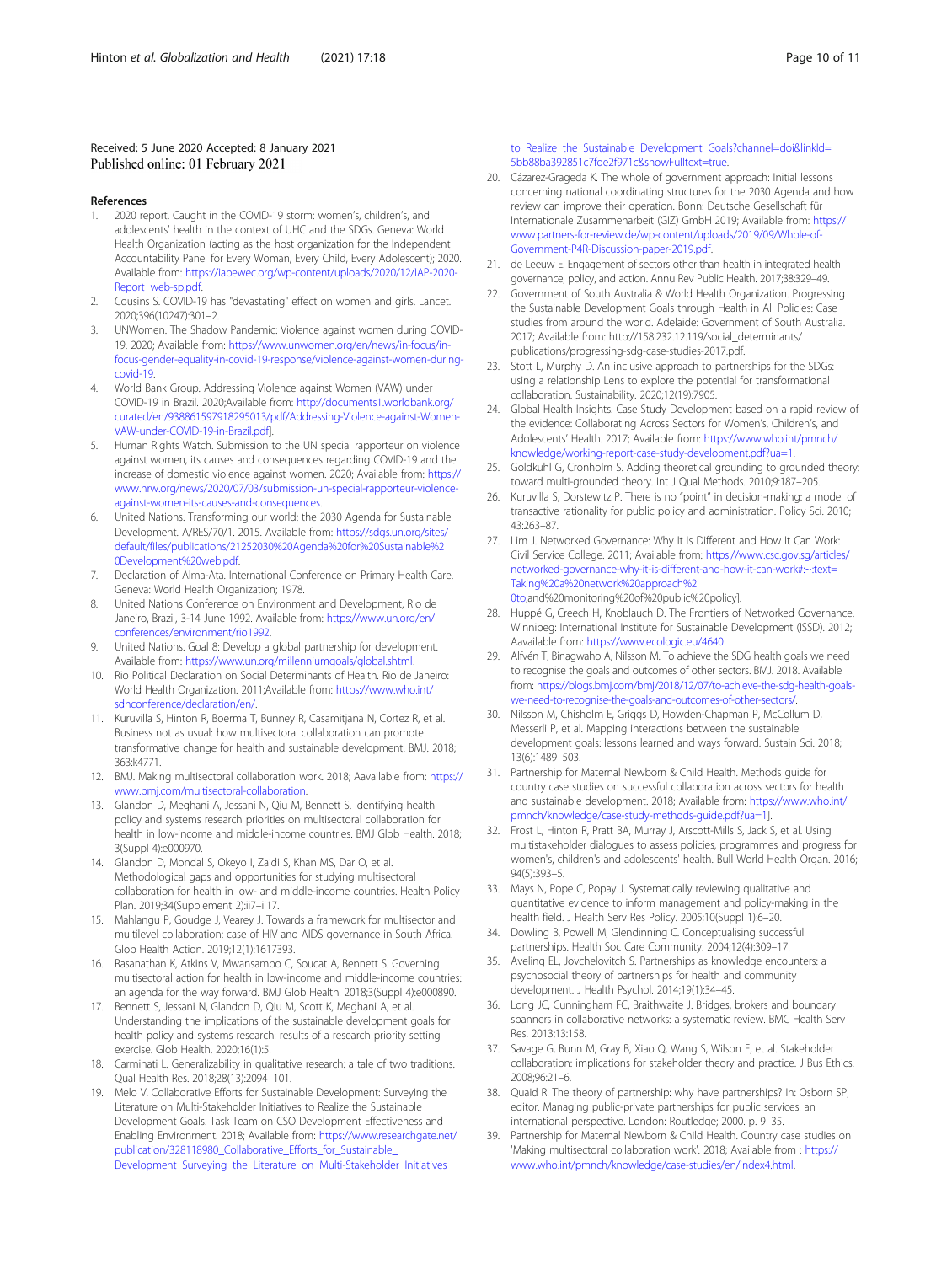Received: 5 June 2020 Accepted: 8 January 2021
Published online: 01 February 2021

## References

1. 2020 report. Caught in the COVID-19 storm: women's, children's, and adolescents' health in the context of UHC and the SDGs. Geneva: World Health Organization (acting as the host organization for the Independent Accountability Panel for Every Woman, Every Child, Every Adolescent); 2020. Available from: https://iapewec.org/wp-content/uploads/2020/12/IAP-2020-Report_web-sp.pdf.
2. Cousins S. COVID-19 has "devastating" effect on women and girls. Lancet. 2020;396(10247):301–2.
3. UNWomen. The Shadow Pandemic: Violence against women during COVID-19. 2020; Available from: https://www.unwomen.org/en/news/in-focus/in-focus-gender-equality-in-covid-19-response/violence-against-women-during-covid-19.
4. World Bank Group. Addressing Violence against Women (VAW) under COVID-19 in Brazil. 2020;Available from: http://documents1.worldbank.org/curated/en/938861597918295013/pdf/Addressing-Violence-against-Women-VAW-under-COVID-19-in-Brazil.pdf].
5. Human Rights Watch. Submission to the UN special rapporteur on violence against women, its causes and consequences regarding COVID-19 and the increase of domestic violence against women. 2020; Available from: https://www.hrw.org/news/2020/07/03/submission-un-special-rapporteur-violence-against-women-its-causes-and-consequences.
6. United Nations. Transforming our world: the 2030 Agenda for Sustainable Development. A/RES/70/1. 2015. Available from: https://sdgs.un.org/sites/default/files/publications/21252030%20Agenda%20for%20Sustainable%20Development%20web.pdf.
7. Declaration of Alma-Ata. International Conference on Primary Health Care. Geneva: World Health Organization; 1978.
8. United Nations Conference on Environment and Development, Rio de Janeiro, Brazil, 3-14 June 1992. Available from: https://www.un.org/en/conferences/environment/rio1992.
9. United Nations. Goal 8: Develop a global partnership for development. Available from: https://www.un.org/millenniumgoals/global.shtml.
10. Rio Political Declaration on Social Determinants of Health. Rio de Janeiro: World Health Organization. 2011;Available from: https://www.who.int/sdhconference/declaration/en/.
11. Kuruvilla S, Hinton R, Boerma T, Bunney R, Casamitjana N, Cortez R, et al. Business not as usual: how multisectoral collaboration can promote transformative change for health and sustainable development. BMJ. 2018; 363:k4771.
12. BMJ. Making multisectoral collaboration work. 2018; Aavailable from: https://www.bmj.com/multisectoral-collaboration.
13. Glandon D, Meghani A, Jessani N, Qiu M, Bennett S. Identifying health policy and systems research priorities on multisectoral collaboration for health in low-income and middle-income countries. BMJ Glob Health. 2018; 3(Suppl 4):e000970.
14. Glandon D, Mondal S, Okeyo I, Zaidi S, Khan MS, Dar O, et al. Methodological gaps and opportunities for studying multisectoral collaboration for health in low- and middle-income countries. Health Policy Plan. 2019;34(Supplement 2):ii7–ii17.
15. Mahlangu P, Goudge J, Vearey J. Towards a framework for multisector and multilevel collaboration: case of HIV and AIDS governance in South Africa. Glob Health Action. 2019;12(1):1617393.
16. Rasanathan K, Atkins V, Mwansambo C, Soucat A, Bennett S. Governing multisectoral action for health in low-income and middle-income countries: an agenda for the way forward. BMJ Glob Health. 2018;3(Suppl 4):e000890.
17. Bennett S, Jessani N, Glandon D, Qiu M, Scott K, Meghani A, et al. Understanding the implications of the sustainable development goals for health policy and systems research: results of a research priority setting exercise. Glob Health. 2020;16(1):5.
18. Carminati L. Generalizability in qualitative research: a tale of two traditions. Qual Health Res. 2018;28(13):2094–101.
19. Melo V. Collaborative Efforts for Sustainable Development: Surveying the Literature on Multi-Stakeholder Initiatives to Realize the Sustainable Development Goals. Task Team on CSO Development Effectiveness and Enabling Environment. 2018; Available from: https://www.researchgate.net/publication/328118980_Collaborative_Efforts_for_Sustainable_Development_Surveying_the_Literature_on_Multi-Stakeholder_Initiatives_to_Realize_the_Sustainable_Development_Goals?channel=doi&linkId=5bb88ba392851c7fde2f971c&showFulltext=true.
20. Cázarez-Grageda K. The whole of government approach: Initial lessons concerning national coordinating structures for the 2030 Agenda and how review can improve their operation. Bonn: Deutsche Gesellschaft für Internationale Zusammenarbeit (GIZ) GmbH 2019; Available from: https://www.partners-for-review.de/wp-content/uploads/2019/09/Whole-of-Government-P4R-Discussion-paper-2019.pdf.
21. de Leeuw E. Engagement of sectors other than health in integrated health governance, policy, and action. Annu Rev Public Health. 2017;38:329–49.
22. Government of South Australia & World Health Organization. Progressing the Sustainable Development Goals through Health in All Policies: Case studies from around the world. Adelaide: Government of South Australia. 2017; Available from: http://158.232.12.119/social_determinants/publications/progressing-sdg-case-studies-2017.pdf.
23. Stott L, Murphy D. An inclusive approach to partnerships for the SDGs: using a relationship Lens to explore the potential for transformational collaboration. Sustainability. 2020;12(19):7905.
24. Global Health Insights. Case Study Development based on a rapid review of the evidence: Collaborating Across Sectors for Women's, Children's, and Adolescents' Health. 2017; Available from: https://www.who.int/pmnch/knowledge/working-report-case-study-development.pdf?ua=1.
25. Goldkuhl G, Cronholm S. Adding theoretical grounding to grounded theory: toward multi-grounded theory. Int J Qual Methods. 2010;9:187–205.
26. Kuruvilla S, Dorstewitz P. There is no "point" in decision-making: a model of transactive rationality for public policy and administration. Policy Sci. 2010; 43:263–87.
27. Lim J. Networked Governance: Why It Is Different and How It Can Work: Civil Service College. 2011; Available from: https://www.csc.gov.sg/articles/networked-governance-why-it-is-different-and-how-it-can-work#:~:text=Taking%20a%20network%20approach%20to,and%20monitoring%20of%20public%20policy].
28. Huppé G, Creech H, Knoblauch D. The Frontiers of Networked Governance. Winnipeg: International Institute for Sustainable Development (ISSD). 2012; Aavailable from: https://www.ecologic.eu/4640.
29. Alfvén T, Binagwaho A, Nilsson M. To achieve the SDG health goals we need to recognise the goals and outcomes of other sectors. BMJ. 2018. Available from: https://blogs.bmj.com/bmj/2018/12/07/to-achieve-the-sdg-health-goals-we-need-to-recognise-the-goals-and-outcomes-of-other-sectors/.
30. Nilsson M, Chisholm E, Griggs D, Howden-Chapman P, McCollum D, Messerli P, et al. Mapping interactions between the sustainable development goals: lessons learned and ways forward. Sustain Sci. 2018; 13(6):1489–503.
31. Partnership for Maternal Newborn & Child Health. Methods guide for country case studies on successful collaboration across sectors for health and sustainable development. 2018; Available from: https://www.who.int/pmnch/knowledge/case-study-methods-guide.pdf?ua=1].
32. Frost L, Hinton R, Pratt BA, Murray J, Arscott-Mills S, Jack S, et al. Using multistakeholder dialogues to assess policies, programmes and progress for women's, children's and adolescents' health. Bull World Health Organ. 2016; 94(5):393–5.
33. Mays N, Pope C, Popay J. Systematically reviewing qualitative and quantitative evidence to inform management and policy-making in the health field. J Health Serv Res Policy. 2005;10(Suppl 1):6–20.
34. Dowling B, Powell M, Glendinning C. Conceptualising successful partnerships. Health Soc Care Community. 2004;12(4):309–17.
35. Aveling EL, Jovchelovitch S. Partnerships as knowledge encounters: a psychosocial theory of partnerships for health and community development. J Health Psychol. 2014;19(1):34–45.
36. Long JC, Cunningham FC, Braithwaite J. Bridges, brokers and boundary spanners in collaborative networks: a systematic review. BMC Health Serv Res. 2013;13:158.
37. Savage G, Bunn M, Gray B, Xiao Q, Wang S, Wilson E, et al. Stakeholder collaboration: implications for stakeholder theory and practice. J Bus Ethics. 2008;96:21–6.
38. Quaid R. The theory of partnership: why have partnerships? In: Osborn SP, editor. Managing public-private partnerships for public services: an international perspective. London: Routledge; 2000. p. 9–35.
39. Partnership for Maternal Newborn & Child Health. Country case studies on 'Making multisectoral collaboration work'. 2018; Available from : https://www.who.int/pmnch/knowledge/case-studies/en/index4.html.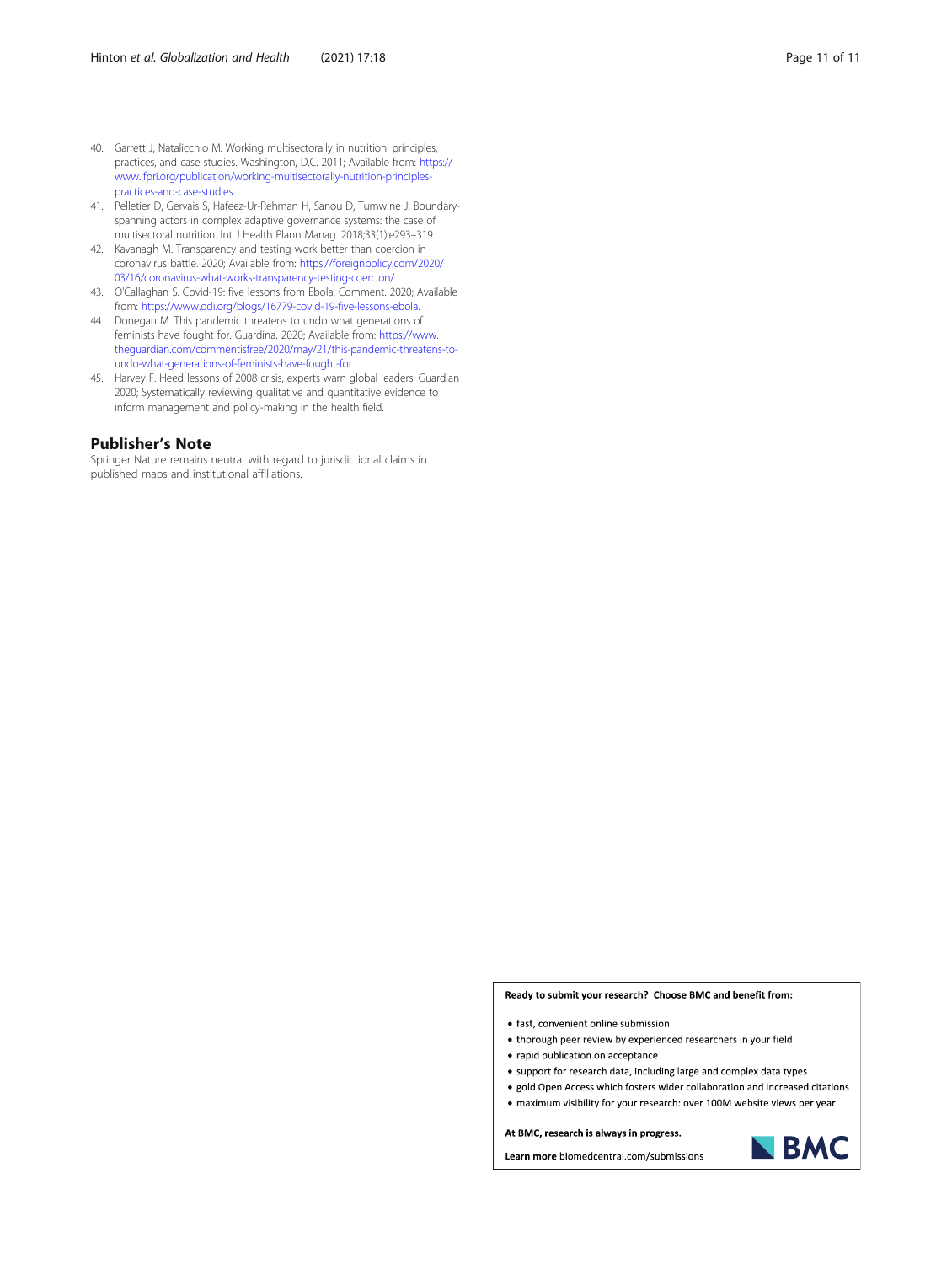40. Garrett J, Natalicchio M. Working multisectorally in nutrition: principles, practices, and case studies. Washington, D.C. 2011; Available from: https://www.ifpri.org/publication/working-multisectorally-nutrition-principles-practices-and-case-studies.
41. Pelletier D, Gervais S, Hafeez-Ur-Rehman H, Sanou D, Tumwine J. Boundary-spanning actors in complex adaptive governance systems: the case of multisectoral nutrition. Int J Health Plann Manag. 2018;33(1):e293–319.
42. Kavanagh M. Transparency and testing work better than coercion in coronavirus battle. 2020; Available from: https://foreignpolicy.com/2020/03/16/coronavirus-what-works-transparency-testing-coercion/.
43. O'Callaghan S. Covid-19: five lessons from Ebola. Comment. 2020; Available from: https://www.odi.org/blogs/16779-covid-19-five-lessons-ebola.
44. Donegan M. This pandemic threatens to undo what generations of feminists have fought for. Guardina. 2020; Available from: https://www.theguardian.com/commentisfree/2020/may/21/this-pandemic-threatens-to-undo-what-generations-of-feminists-have-fought-for.
45. Harvey F. Heed lessons of 2008 crisis, experts warn global leaders. Guardian 2020; Systematically reviewing qualitative and quantitative evidence to inform management and policy-making in the health field.

## Publisher's Note

Springer Nature remains neutral with regard to jurisdictional claims in published maps and institutional affiliations.

**Ready to submit your research? Choose BMC and benefit from:**

- fast, convenient online submission
- thorough peer review by experienced researchers in your field
- rapid publication on acceptance
- support for research data, including large and complex data types
- gold Open Access which fosters wider collaboration and increased citations
- maximum visibility for your research: over 100M website views per year

**At BMC, research is always in progress.**

**Learn more** biomedcentral.com/submissions

BMC